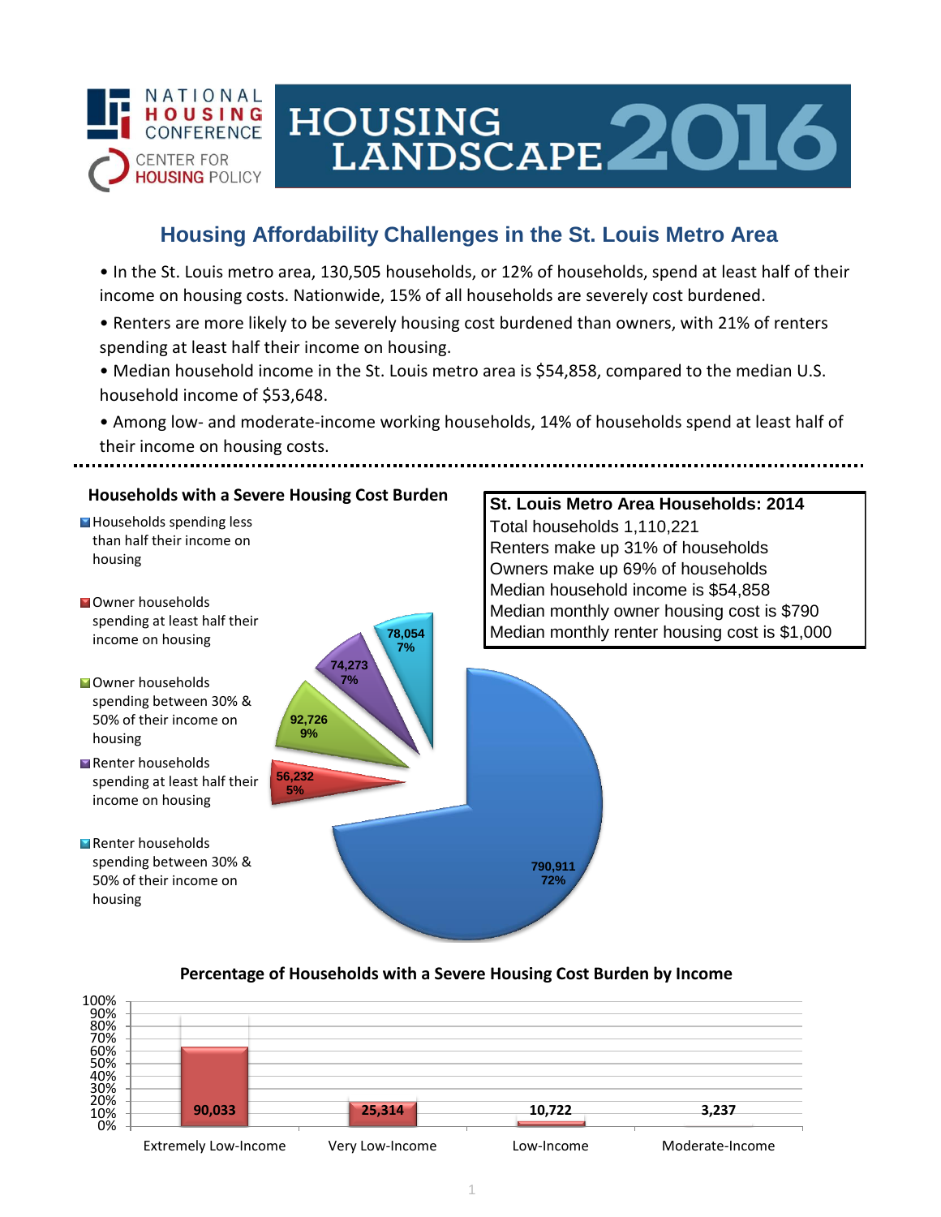NATIONAL HOUSING CONFERENCE

CENTER FOR HOUSING POLICY

# HOUSING LANDSCAPE 2016

## Housing Affordability Challenges in the St. Louis Metro Area

- In the St. Louis metro area, 130,505 households, or 12% of households, spend at least half of their income on housing costs. Nationwide, 15% of all households are severely cost burdened.
- Renters are more likely to be severely housing cost burdened than owners, with 21% of renters spending at least half their income on housing.
- Median household income in the St. Louis metro area is $54,858, compared to the median U.S. household income of $53,648.
- Among low- and moderate-income working households, 14% of households spend at least half of their income on housing costs.

### Households with a Severe Housing Cost Burden

| Category | Households | Percent |
|---|---|---|
| Households spending less than half their income on housing | 790,911 | 72% |
| Owner households spending at least half their income on housing | 56,232 | 5% |
| Owner households spending between 30% & 50% of their income on housing | 92,726 | 9% |
| Renter households spending at least half their income on housing | 74,273 | 7% |
| Renter households spending between 30% & 50% of their income on housing | 78,054 | 7% |

### St. Louis Metro Area Households: 2014

Total households 1,110,221
Renters make up 31% of households
Owners make up 69% of households
Median household income is $54,858
Median monthly owner housing cost is $790
Median monthly renter housing cost is $1,000

### Percentage of Households with a Severe Housing Cost Burden by Income

| Income Level | Households |
|---|---|
| Extremely Low-Income | 90,033 |
| Very Low-Income | 25,314 |
| Low-Income | 10,722 |
| Moderate-Income | 3,237 |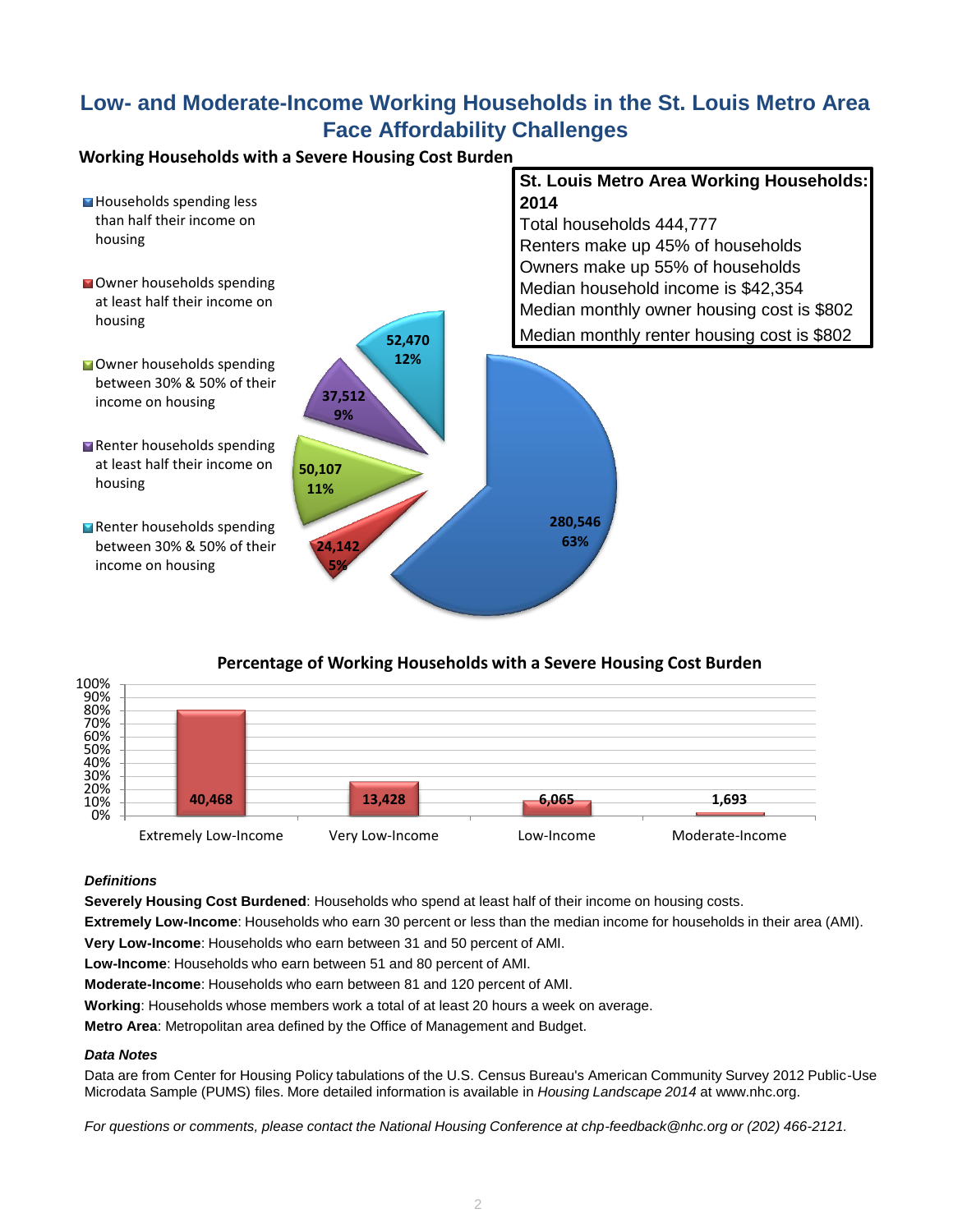# Low- and Moderate-Income Working Households in the St. Louis Metro Area Face Affordability Challenges

## Working Households with a Severe Housing Cost Burden

Households spending less than half their income on housing

Owner households spending at least half their income on housing

Owner households spending between 30% & 50% of their income on housing

Renter households spending at least half their income on housing

Renter households spending between 30% & 50% of their income on housing

52,470
12%

37,512
9%

50,107
11%

24,142
5%

280,546
63%

**St. Louis Metro Area Working Households: 2014**

Total households 444,777

Renters make up 45% of households

Owners make up 55% of households

Median household income is $42,354

Median monthly owner housing cost is $802

Median monthly renter housing cost is $802

## Percentage of Working Households with a Severe Housing Cost Burden

100%
90%
80%
70%
60%
50%
40%
30%
20%
10%
0%

40,468
13,428
6,065
1,693

Extremely Low-Income
Very Low-Income
Low-Income
Moderate-Income

### *Definitions*

**Severely Housing Cost Burdened**: Households who spend at least half of their income on housing costs.

**Extremely Low-Income**: Households who earn 30 percent or less than the median income for households in their area (AMI).

**Very Low-Income**: Households who earn between 31 and 50 percent of AMI.

**Low-Income**: Households who earn between 51 and 80 percent of AMI.

**Moderate-Income**: Households who earn between 81 and 120 percent of AMI.

**Working**: Households whose members work a total of at least 20 hours a week on average.

**Metro Area**: Metropolitan area defined by the Office of Management and Budget.

### *Data Notes*

Data are from Center for Housing Policy tabulations of the U.S. Census Bureau's American Community Survey 2012 Public-Use Microdata Sample (PUMS) files. More detailed information is available in *Housing Landscape 2014* at www.nhc.org.

*For questions or comments, please contact the National Housing Conference at chp-feedback@nhc.org or (202) 466-2121.*